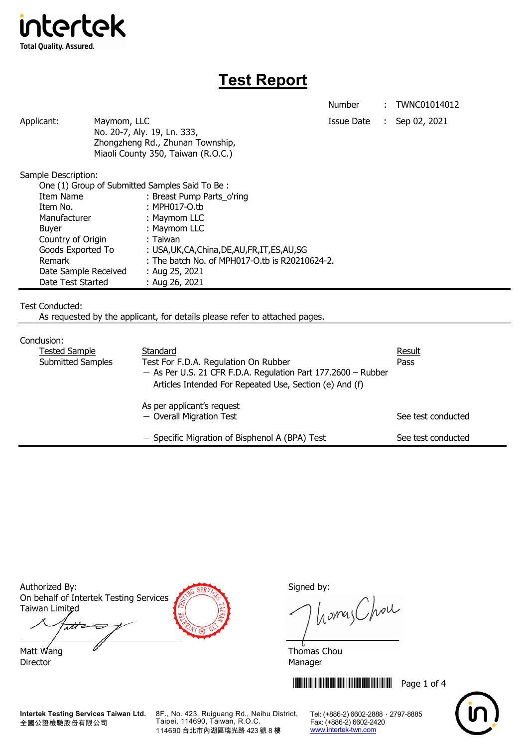intertek
Total Quality. Assured.

# Test Report

| | | |
|---|---|---|
| Number | : | TWNC01014012 |
| Issue Date | : | Sep 02, 2021 |

Applicant: Maymom, LLC
No. 20-7, Aly. 19, Ln. 333,
Zhongzheng Rd., Zhunan Township,
Miaoli County 350, Taiwan (R.O.C.)

Sample Description:

One (1) Group of Submitted Samples Said To Be :

| | |
|---|---|
| Item Name | : Breast Pump Parts_o'ring |
| Item No. | : MPH017-O.tb |
| Manufacturer | : Maymom LLC |
| Buyer | : Maymom LLC |
| Country of Origin | : Taiwan |
| Goods Exported To | : USA,UK,CA,China,DE,AU,FR,IT,ES,AU,SG |
| Remark | : The batch No. of MPH017-O.tb is R20210624-2. |
| Date Sample Received | : Aug 25, 2021 |
| Date Test Started | : Aug 26, 2021 |

Test Conducted:

As requested by the applicant, for details please refer to attached pages.

Conclusion:

| Tested Sample | Standard | Result |
|---|---|---|
| Submitted Samples | Test For F.D.A. Regulation On Rubber<br>– As Per U.S. 21 CFR F.D.A. Regulation Part 177.2600 – Rubber Articles Intended For Repeated Use, Section (e) And (f) | Pass |
| | As per applicant's request<br>– Overall Migration Test | See test conducted |
| | – Specific Migration of Bisphenol A (BPA) Test | See test conducted |

Authorized By:
On behalf of Intertek Testing Services Taiwan Limited

Matt Wang
Director

Signed by:

Thomas Chou
Manager

Intertek Testing Services Taiwan Ltd.
全國公證檢驗股份有限公司
8F., No. 423, Ruiguang Rd., Neihu District, Taipei, 114690, Taiwan, R.O.C.
114690 台北市內湖區瑞光路 423 號 8 樓
Tel: (+886-2) 6602-2888 · 2797-8885
Fax: (+886-2) 6602-2420
www.intertek-twn.com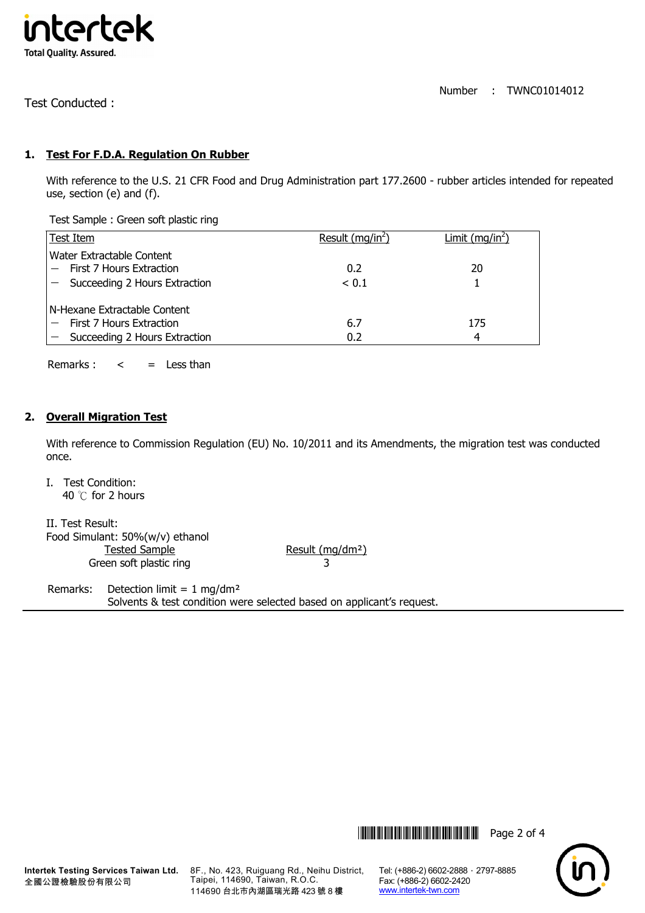Number : TWNC01014012

Test Conducted :

## 1. Test For F.D.A. Regulation On Rubber

With reference to the U.S. 21 CFR Food and Drug Administration part 177.2600 - rubber articles intended for repeated use, section (e) and (f).

Test Sample : Green soft plastic ring

| Test Item | Result (mg/in$^2$) | Limit (mg/in$^2$) |
|---|---|---|
| Water Extractable Content | | |
| − First 7 Hours Extraction | 0.2 | 20 |
| − Succeeding 2 Hours Extraction | < 0.1 | 1 |
| N-Hexane Extractable Content | | |
| − First 7 Hours Extraction | 6.7 | 175 |
| − Succeeding 2 Hours Extraction | 0.2 | 4 |

Remarks : < = Less than

## 2. Overall Migration Test

With reference to Commission Regulation (EU) No. 10/2011 and its Amendments, the migration test was conducted once.

I. Test Condition:
40 ℃ for 2 hours

II. Test Result:
Food Simulant: 50%(w/v) ethanol

| Tested Sample | Result (mg/dm²) |
|---|---|
| Green soft plastic ring | 3 |

Remarks: Detection limit = 1 mg/dm²
Solvents & test condition were selected based on applicant's request.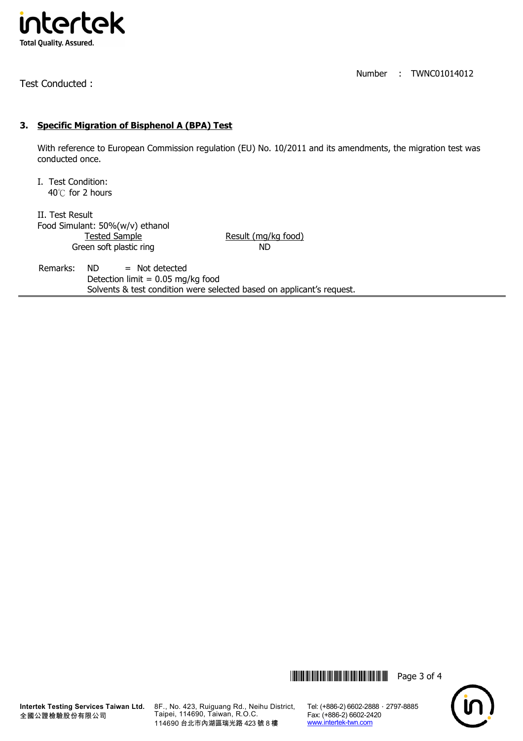Test Conducted :

Number : TWNC01014012

## 3. Specific Migration of Bisphenol A (BPA) Test

With reference to European Commission regulation (EU) No. 10/2011 and its amendments, the migration test was conducted once.

I. Test Condition:
40℃ for 2 hours

II. Test Result
Food Simulant: 50%(w/v) ethanol

| Tested Sample | Result (mg/kg food) |
| --- | --- |
| Green soft plastic ring | ND |

Remarks: ND = Not detected
Detection limit = 0.05 mg/kg food
Solvents & test condition were selected based on applicant's request.

Intertek Testing Services Taiwan Ltd.
全國公證檢驗股份有限公司

8F., No. 423, Ruiguang Rd., Neihu District, Taipei, 114690, Taiwan, R.O.C.
114690 台北市內湖區瑞光路 423 號 8 樓

Tel: (+886-2) 6602-2888 · 2797-8885
Fax: (+886-2) 6602-2420
www.intertek-twn.com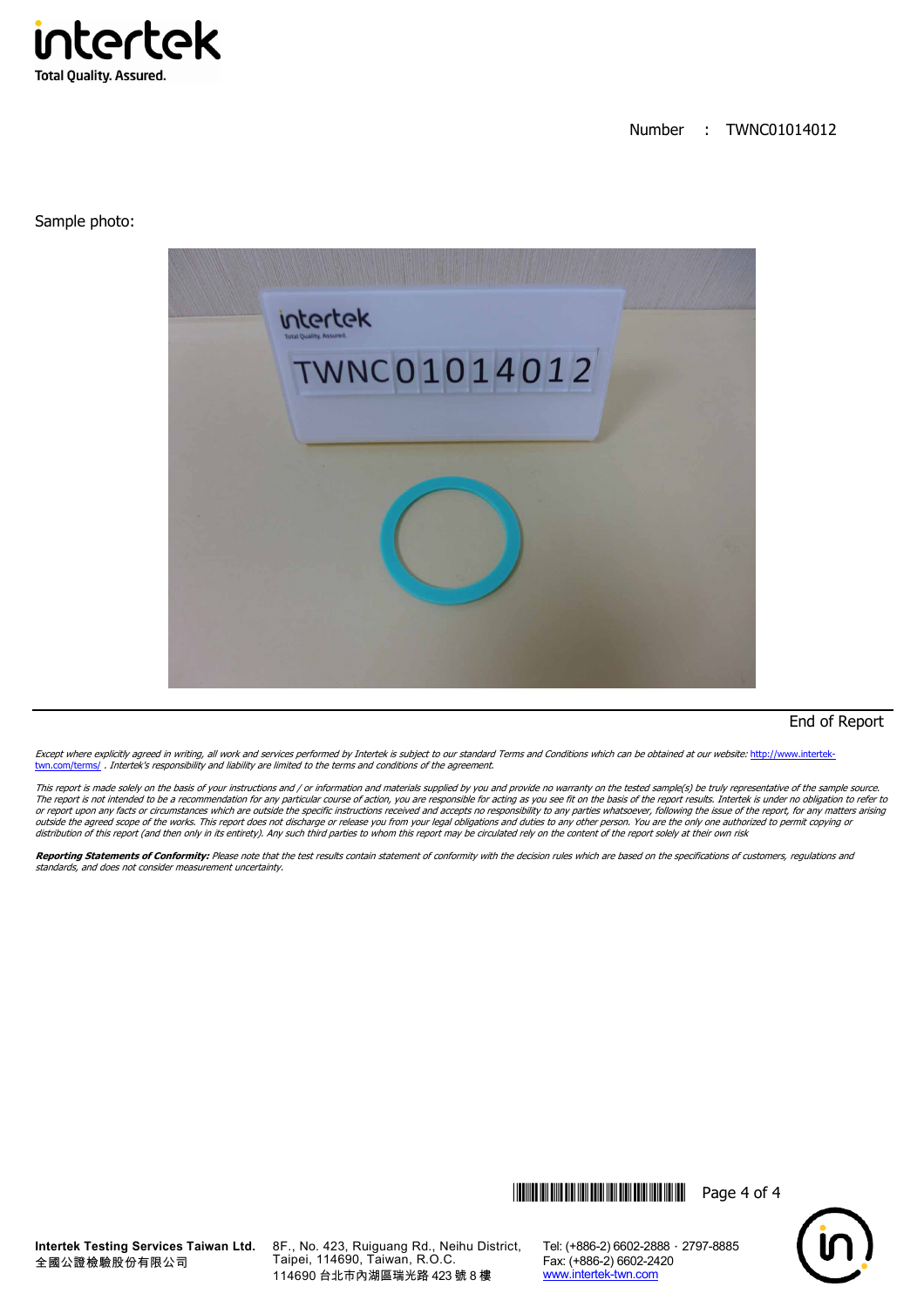Number : TWNC01014012

Sample photo:

End of Report

*Except where explicitly agreed in writing, all work and services performed by Intertek is subject to our standard Terms and Conditions which can be obtained at our website: http://www.intertek-twn.com/terms/ . Intertek's responsibility and liability are limited to the terms and conditions of the agreement.*

*This report is made solely on the basis of your instructions and / or information and materials supplied by you and provide no warranty on the tested sample(s) be truly representative of the sample source. The report is not intended to be a recommendation for any particular course of action, you are responsible for acting as you see fit on the basis of the report results. Intertek is under no obligation to refer to or report upon any facts or circumstances which are outside the specific instructions received and accepts no responsibility to any parties whatsoever, following the issue of the report, for any matters arising outside the agreed scope of the works. This report does not discharge or release you from your legal obligations and duties to any other person. You are the only one authorized to permit copying or distribution of this report (and then only in its entirety). Any such third parties to whom this report may be circulated rely on the content of the report solely at their own risk*

***Reporting Statements of Conformity:*** *Please note that the test results contain statement of conformity with the decision rules which are based on the specifications of customers, regulations and standards, and does not consider measurement uncertainty.*

**Intertek Testing Services Taiwan Ltd.**
全國公證檢驗股份有限公司

8F., No. 423, Ruiguang Rd., Neihu District, Taipei, 114690, Taiwan, R.O.C.
114690 台北市內湖區瑞光路 423 號 8 樓

Tel: (+886-2) 6602-2888．2797-8885
Fax: (+886-2) 6602-2420
www.intertek-twn.com